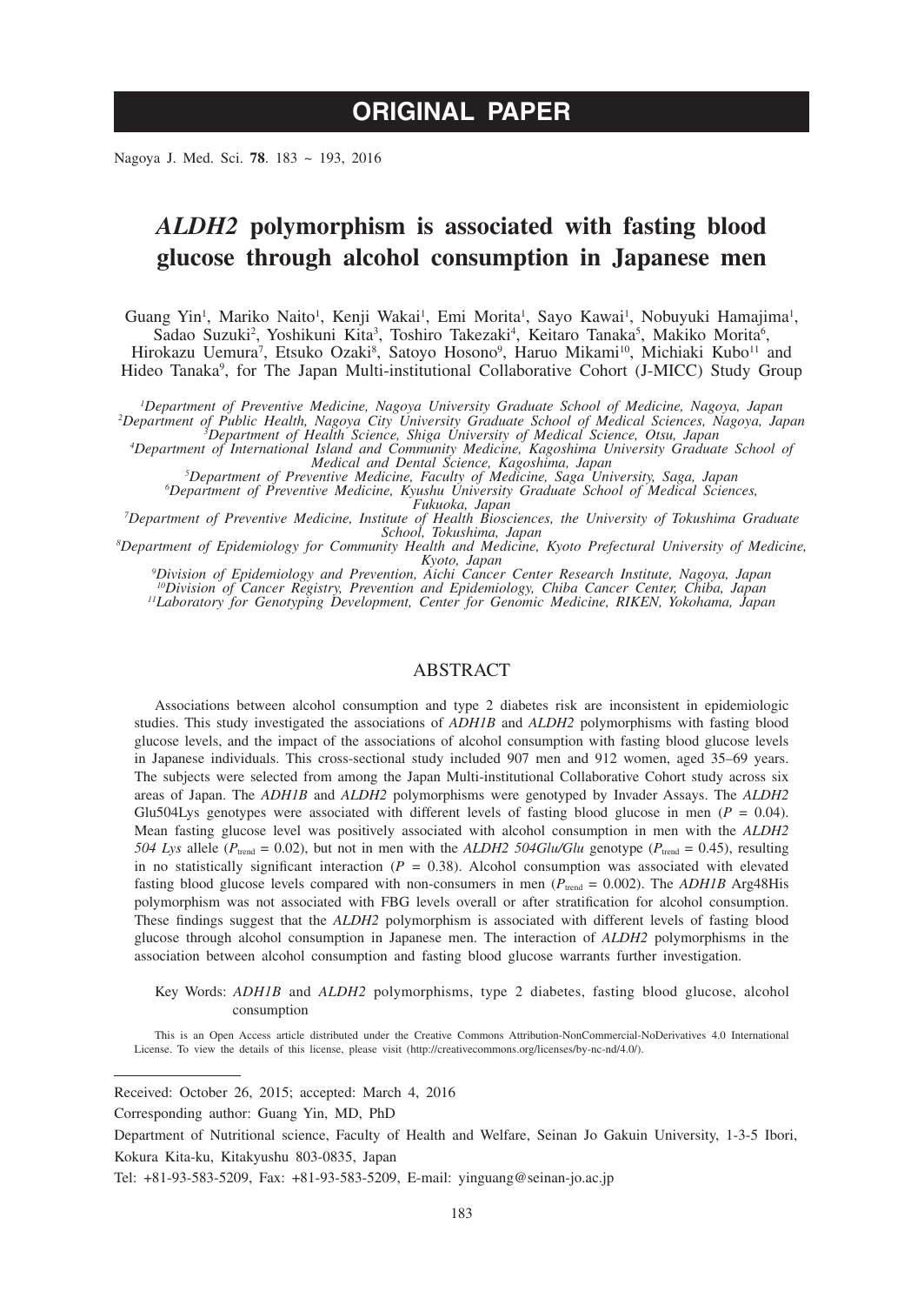# ORIGINAL PAPER

# *ALDH2* polymorphism is associated with fasting blood glucose through alcohol consumption in Japanese men

Guang Yin[1], Mariko Naito[1], Kenji Wakai[1], Emi Morita[1], Sayo Kawai[1], Nobuyuki Hamajima[1], Sadao Suzuki[2], Yoshikuni Kita[3], Toshiro Takezaki[4], Keitaro Tanaka[5], Makiko Morita[6], Hirokazu Uemura[7], Etsuko Ozaki[8], Satoyo Hosono[9], Haruo Mikami[10], Michiaki Kubo[11] and Hideo Tanaka[9], for The Japan Multi-institutional Collaborative Cohort (J-MICC) Study Group

*[1]Department of Preventive Medicine, Nagoya University Graduate School of Medicine, Nagoya, Japan*
*[2]Department of Public Health, Nagoya City University Graduate School of Medical Sciences, Nagoya, Japan*
*[3]Department of Health Science, Shiga University of Medical Science, Otsu, Japan*
*[4]Department of International Island and Community Medicine, Kagoshima University Graduate School of Medical and Dental Science, Kagoshima, Japan*
*[5]Department of Preventive Medicine, Faculty of Medicine, Saga University, Saga, Japan*
*[6]Department of Preventive Medicine, Kyushu University Graduate School of Medical Sciences, Fukuoka, Japan*
*[7]Department of Preventive Medicine, Institute of Health Biosciences, the University of Tokushima Graduate School, Tokushima, Japan*
*[8]Department of Epidemiology for Community Health and Medicine, Kyoto Prefectural University of Medicine, Kyoto, Japan*
*[9]Division of Epidemiology and Prevention, Aichi Cancer Center Research Institute, Nagoya, Japan*
*[10]Division of Cancer Registry, Prevention and Epidemiology, Chiba Cancer Center, Chiba, Japan*
*[11]Laboratory for Genotyping Development, Center for Genomic Medicine, RIKEN, Yokohama, Japan*

## ABSTRACT

Associations between alcohol consumption and type 2 diabetes risk are inconsistent in epidemiologic studies. This study investigated the associations of *ADH1B* and *ALDH2* polymorphisms with fasting blood glucose levels, and the impact of the associations of alcohol consumption with fasting blood glucose levels in Japanese individuals. This cross-sectional study included 907 men and 912 women, aged 35–69 years. The subjects were selected from among the Japan Multi-institutional Collaborative Cohort study across six areas of Japan. The *ADH1B* and *ALDH2* polymorphisms were genotyped by Invader Assays. The *ALDH2* Glu504Lys genotypes were associated with different levels of fasting blood glucose in men ($P = 0.04$). Mean fasting glucose level was positively associated with alcohol consumption in men with the *ALDH2 504 Lys* allele ($P_{\text{trend}} = 0.02$), but not in men with the *ALDH2 504Glu/Glu* genotype ($P_{\text{trend}} = 0.45$), resulting in no statistically significant interaction ($P = 0.38$). Alcohol consumption was associated with elevated fasting blood glucose levels compared with non-consumers in men ($P_{\text{trend}} = 0.002$). The *ADH1B* Arg48His polymorphism was not associated with FBG levels overall or after stratification for alcohol consumption. These findings suggest that the *ALDH2* polymorphism is associated with different levels of fasting blood glucose through alcohol consumption in Japanese men. The interaction of *ALDH2* polymorphisms in the association between alcohol consumption and fasting blood glucose warrants further investigation.

Key Words: *ADH1B* and *ALDH2* polymorphisms, type 2 diabetes, fasting blood glucose, alcohol consumption

This is an Open Access article distributed under the Creative Commons Attribution-NonCommercial-NoDerivatives 4.0 International License. To view the details of this license, please visit (http://creativecommons.org/licenses/by-nc-nd/4.0/).

---

Received: October 26, 2015; accepted: March 4, 2016

Corresponding author: Guang Yin, MD, PhD

Department of Nutritional science, Faculty of Health and Welfare, Seinan Jo Gakuin University, 1-3-5 Ibori, Kokura Kita-ku, Kitakyushu 803-0835, Japan

Tel: +81-93-583-5209, Fax: +81-93-583-5209, E-mail: yinguang@seinan-jo.ac.jp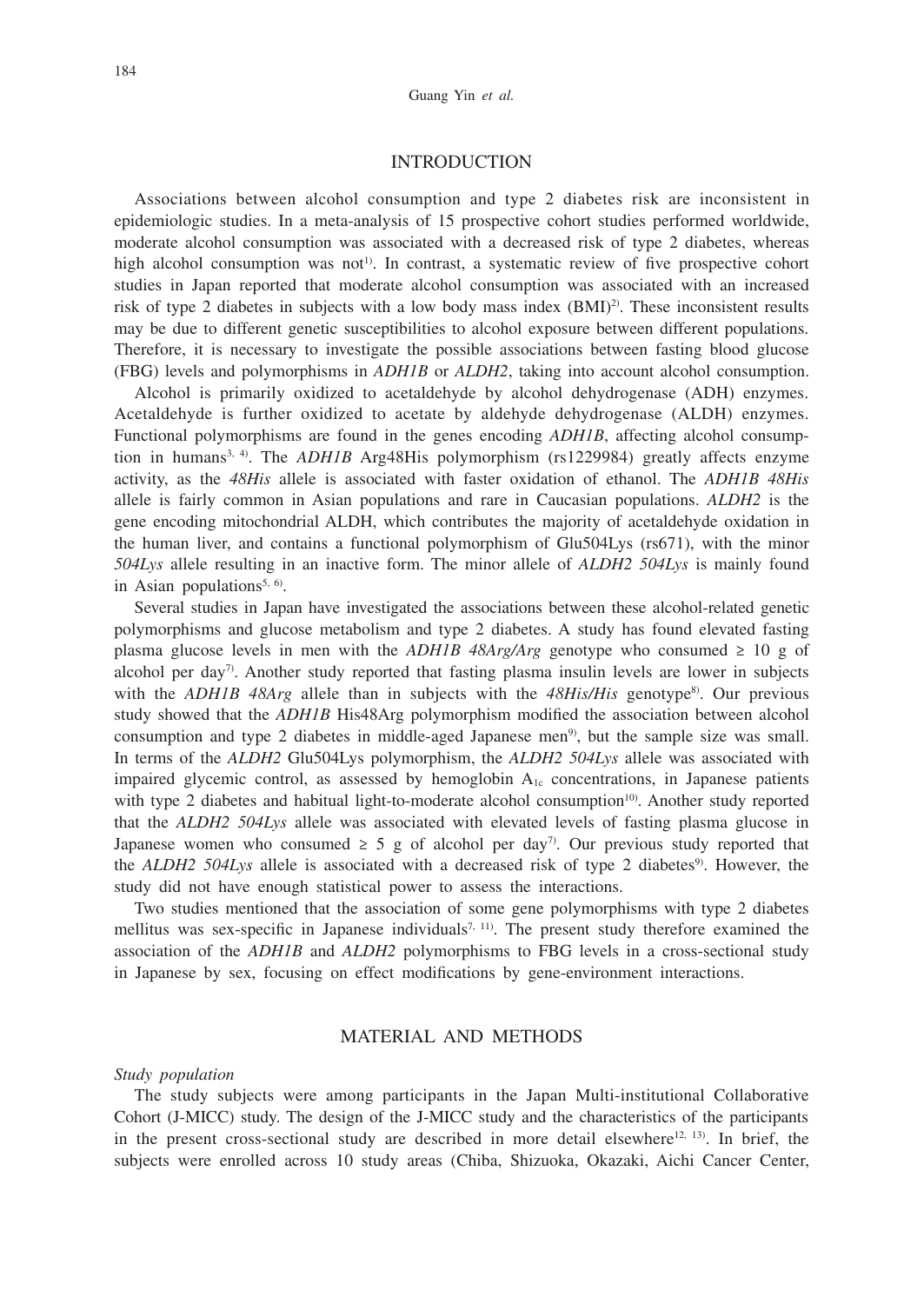## INTRODUCTION

Associations between alcohol consumption and type 2 diabetes risk are inconsistent in epidemiologic studies. In a meta-analysis of 15 prospective cohort studies performed worldwide, moderate alcohol consumption was associated with a decreased risk of type 2 diabetes, whereas high alcohol consumption was not[1]. In contrast, a systematic review of five prospective cohort studies in Japan reported that moderate alcohol consumption was associated with an increased risk of type 2 diabetes in subjects with a low body mass index (BMI)[2]. These inconsistent results may be due to different genetic susceptibilities to alcohol exposure between different populations. Therefore, it is necessary to investigate the possible associations between fasting blood glucose (FBG) levels and polymorphisms in *ADH1B* or *ALDH2*, taking into account alcohol consumption.

Alcohol is primarily oxidized to acetaldehyde by alcohol dehydrogenase (ADH) enzymes. Acetaldehyde is further oxidized to acetate by aldehyde dehydrogenase (ALDH) enzymes. Functional polymorphisms are found in the genes encoding *ADH1B*, affecting alcohol consumption in humans[3, 4]. The *ADH1B* Arg48His polymorphism (rs1229984) greatly affects enzyme activity, as the *48His* allele is associated with faster oxidation of ethanol. The *ADH1B 48His* allele is fairly common in Asian populations and rare in Caucasian populations. *ALDH2* is the gene encoding mitochondrial ALDH, which contributes the majority of acetaldehyde oxidation in the human liver, and contains a functional polymorphism of Glu504Lys (rs671), with the minor *504Lys* allele resulting in an inactive form. The minor allele of *ALDH2 504Lys* is mainly found in Asian populations[5, 6].

Several studies in Japan have investigated the associations between these alcohol-related genetic polymorphisms and glucose metabolism and type 2 diabetes. A study has found elevated fasting plasma glucose levels in men with the *ADH1B 48Arg/Arg* genotype who consumed ≥ 10 g of alcohol per day[7]. Another study reported that fasting plasma insulin levels are lower in subjects with the *ADH1B 48Arg* allele than in subjects with the *48His/His* genotype[8]. Our previous study showed that the *ADH1B* His48Arg polymorphism modified the association between alcohol consumption and type 2 diabetes in middle-aged Japanese men[9], but the sample size was small. In terms of the *ALDH2* Glu504Lys polymorphism, the *ALDH2 504Lys* allele was associated with impaired glycemic control, as assessed by hemoglobin $A_{1c}$ concentrations, in Japanese patients with type 2 diabetes and habitual light-to-moderate alcohol consumption[10]. Another study reported that the *ALDH2 504Lys* allele was associated with elevated levels of fasting plasma glucose in Japanese women who consumed ≥ 5 g of alcohol per day[7]. Our previous study reported that the *ALDH2 504Lys* allele is associated with a decreased risk of type 2 diabetes[9]. However, the study did not have enough statistical power to assess the interactions.

Two studies mentioned that the association of some gene polymorphisms with type 2 diabetes mellitus was sex-specific in Japanese individuals[7, 11]. The present study therefore examined the association of the *ADH1B* and *ALDH2* polymorphisms to FBG levels in a cross-sectional study in Japanese by sex, focusing on effect modifications by gene-environment interactions.

## MATERIAL AND METHODS

### *Study population*

The study subjects were among participants in the Japan Multi-institutional Collaborative Cohort (J-MICC) study. The design of the J-MICC study and the characteristics of the participants in the present cross-sectional study are described in more detail elsewhere[12, 13]. In brief, the subjects were enrolled across 10 study areas (Chiba, Shizuoka, Okazaki, Aichi Cancer Center,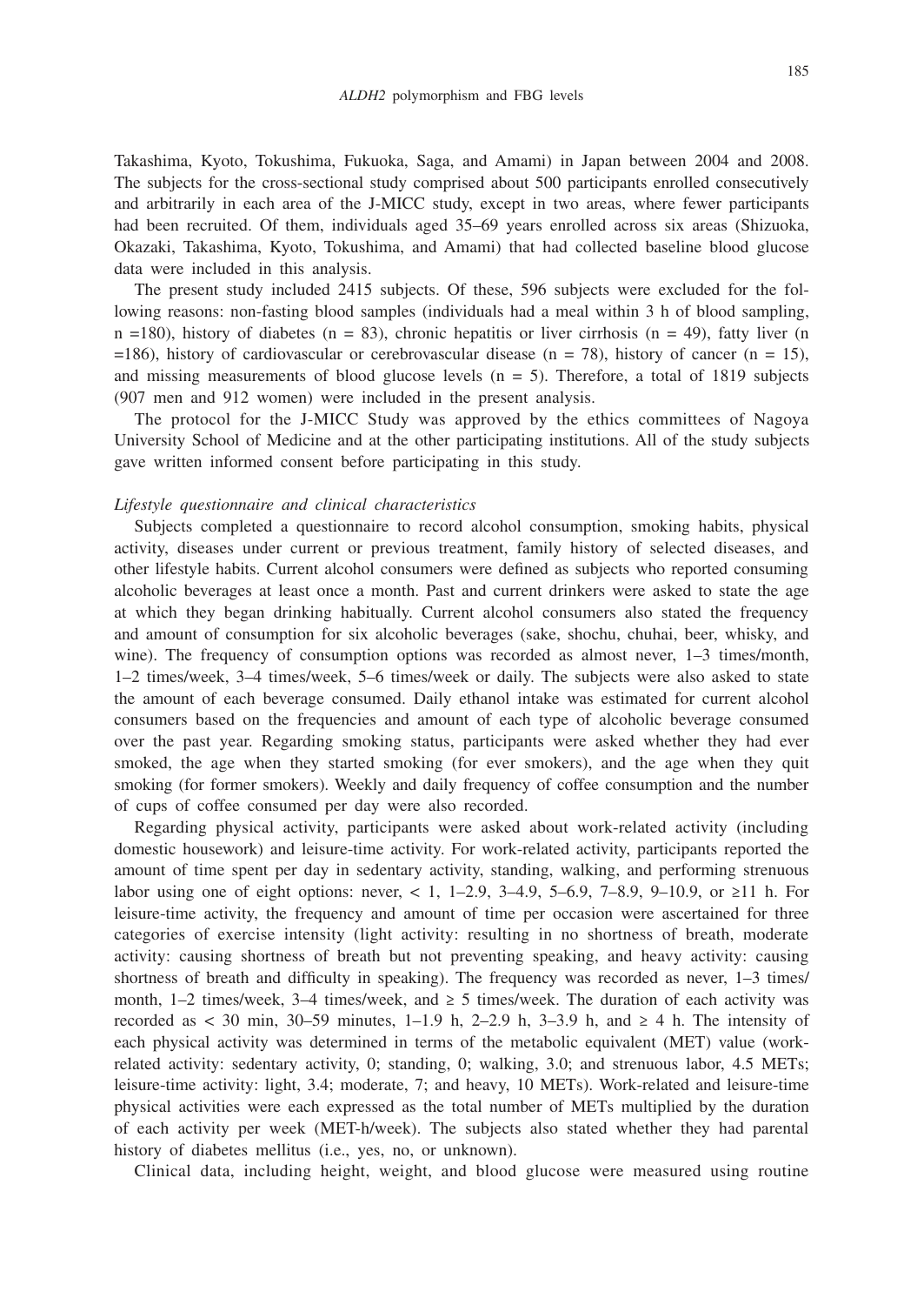Takashima, Kyoto, Tokushima, Fukuoka, Saga, and Amami) in Japan between 2004 and 2008. The subjects for the cross-sectional study comprised about 500 participants enrolled consecutively and arbitrarily in each area of the J-MICC study, except in two areas, where fewer participants had been recruited. Of them, individuals aged 35–69 years enrolled across six areas (Shizuoka, Okazaki, Takashima, Kyoto, Tokushima, and Amami) that had collected baseline blood glucose data were included in this analysis.

The present study included 2415 subjects. Of these, 596 subjects were excluded for the following reasons: non-fasting blood samples (individuals had a meal within 3 h of blood sampling, n =180), history of diabetes (n = 83), chronic hepatitis or liver cirrhosis (n = 49), fatty liver (n =186), history of cardiovascular or cerebrovascular disease (n = 78), history of cancer (n = 15), and missing measurements of blood glucose levels (n = 5). Therefore, a total of 1819 subjects (907 men and 912 women) were included in the present analysis.

The protocol for the J-MICC Study was approved by the ethics committees of Nagoya University School of Medicine and at the other participating institutions. All of the study subjects gave written informed consent before participating in this study.

*Lifestyle questionnaire and clinical characteristics*

Subjects completed a questionnaire to record alcohol consumption, smoking habits, physical activity, diseases under current or previous treatment, family history of selected diseases, and other lifestyle habits. Current alcohol consumers were defined as subjects who reported consuming alcoholic beverages at least once a month. Past and current drinkers were asked to state the age at which they began drinking habitually. Current alcohol consumers also stated the frequency and amount of consumption for six alcoholic beverages (sake, shochu, chuhai, beer, whisky, and wine). The frequency of consumption options was recorded as almost never, 1–3 times/month, 1–2 times/week, 3–4 times/week, 5–6 times/week or daily. The subjects were also asked to state the amount of each beverage consumed. Daily ethanol intake was estimated for current alcohol consumers based on the frequencies and amount of each type of alcoholic beverage consumed over the past year. Regarding smoking status, participants were asked whether they had ever smoked, the age when they started smoking (for ever smokers), and the age when they quit smoking (for former smokers). Weekly and daily frequency of coffee consumption and the number of cups of coffee consumed per day were also recorded.

Regarding physical activity, participants were asked about work-related activity (including domestic housework) and leisure-time activity. For work-related activity, participants reported the amount of time spent per day in sedentary activity, standing, walking, and performing strenuous labor using one of eight options: never, < 1, 1–2.9, 3–4.9, 5–6.9, 7–8.9, 9–10.9, or ≥11 h. For leisure-time activity, the frequency and amount of time per occasion were ascertained for three categories of exercise intensity (light activity: resulting in no shortness of breath, moderate activity: causing shortness of breath but not preventing speaking, and heavy activity: causing shortness of breath and difficulty in speaking). The frequency was recorded as never, 1–3 times/month, 1–2 times/week, 3–4 times/week, and ≥ 5 times/week. The duration of each activity was recorded as < 30 min, 30–59 minutes, 1–1.9 h, 2–2.9 h, 3–3.9 h, and ≥ 4 h. The intensity of each physical activity was determined in terms of the metabolic equivalent (MET) value (work-related activity: sedentary activity, 0; standing, 0; walking, 3.0; and strenuous labor, 4.5 METs; leisure-time activity: light, 3.4; moderate, 7; and heavy, 10 METs). Work-related and leisure-time physical activities were each expressed as the total number of METs multiplied by the duration of each activity per week (MET-h/week). The subjects also stated whether they had parental history of diabetes mellitus (i.e., yes, no, or unknown).

Clinical data, including height, weight, and blood glucose were measured using routine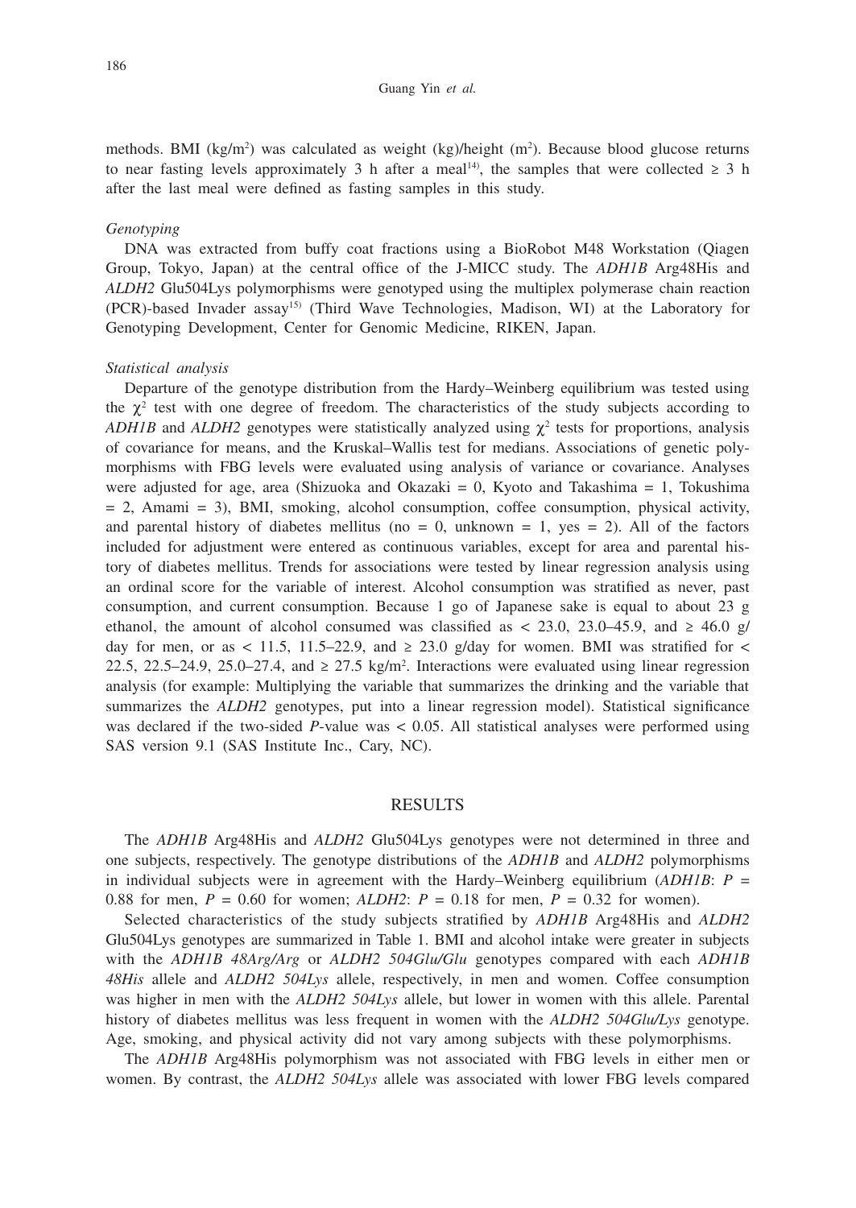methods. BMI (kg/m$^2$) was calculated as weight (kg)/height (m$^2$). Because blood glucose returns to near fasting levels approximately 3 h after a meal[14], the samples that were collected ≥ 3 h after the last meal were defined as fasting samples in this study.

### *Genotyping*

DNA was extracted from buffy coat fractions using a BioRobot M48 Workstation (Qiagen Group, Tokyo, Japan) at the central office of the J-MICC study. The *ADH1B* Arg48His and *ALDH2* Glu504Lys polymorphisms were genotyped using the multiplex polymerase chain reaction (PCR)-based Invader assay[15] (Third Wave Technologies, Madison, WI) at the Laboratory for Genotyping Development, Center for Genomic Medicine, RIKEN, Japan.

### *Statistical analysis*

Departure of the genotype distribution from the Hardy–Weinberg equilibrium was tested using the $\chi^2$ test with one degree of freedom. The characteristics of the study subjects according to *ADH1B* and *ALDH2* genotypes were statistically analyzed using $\chi^2$ tests for proportions, analysis of covariance for means, and the Kruskal–Wallis test for medians. Associations of genetic polymorphisms with FBG levels were evaluated using analysis of variance or covariance. Analyses were adjusted for age, area (Shizuoka and Okazaki = 0, Kyoto and Takashima = 1, Tokushima = 2, Amami = 3), BMI, smoking, alcohol consumption, coffee consumption, physical activity, and parental history of diabetes mellitus (no = 0, unknown = 1, yes = 2). All of the factors included for adjustment were entered as continuous variables, except for area and parental history of diabetes mellitus. Trends for associations were tested by linear regression analysis using an ordinal score for the variable of interest. Alcohol consumption was stratified as never, past consumption, and current consumption. Because 1 go of Japanese sake is equal to about 23 g ethanol, the amount of alcohol consumed was classified as < 23.0, 23.0–45.9, and ≥ 46.0 g/day for men, or as < 11.5, 11.5–22.9, and ≥ 23.0 g/day for women. BMI was stratified for < 22.5, 22.5–24.9, 25.0–27.4, and ≥ 27.5 kg/m$^2$. Interactions were evaluated using linear regression analysis (for example: Multiplying the variable that summarizes the drinking and the variable that summarizes the *ALDH2* genotypes, put into a linear regression model). Statistical significance was declared if the two-sided *P*-value was < 0.05. All statistical analyses were performed using SAS version 9.1 (SAS Institute Inc., Cary, NC).

## RESULTS

The *ADH1B* Arg48His and *ALDH2* Glu504Lys genotypes were not determined in three and one subjects, respectively. The genotype distributions of the *ADH1B* and *ALDH2* polymorphisms in individual subjects were in agreement with the Hardy–Weinberg equilibrium (*ADH1B*: $P$ = 0.88 for men, $P$ = 0.60 for women; *ALDH2*: $P$ = 0.18 for men, $P$ = 0.32 for women).

Selected characteristics of the study subjects stratified by *ADH1B* Arg48His and *ALDH2* Glu504Lys genotypes are summarized in Table 1. BMI and alcohol intake were greater in subjects with the *ADH1B 48Arg/Arg* or *ALDH2 504Glu/Glu* genotypes compared with each *ADH1B 48His* allele and *ALDH2 504Lys* allele, respectively, in men and women. Coffee consumption was higher in men with the *ALDH2 504Lys* allele, but lower in women with this allele. Parental history of diabetes mellitus was less frequent in women with the *ALDH2 504Glu/Lys* genotype. Age, smoking, and physical activity did not vary among subjects with these polymorphisms.

The *ADH1B* Arg48His polymorphism was not associated with FBG levels in either men or women. By contrast, the *ALDH2 504Lys* allele was associated with lower FBG levels compared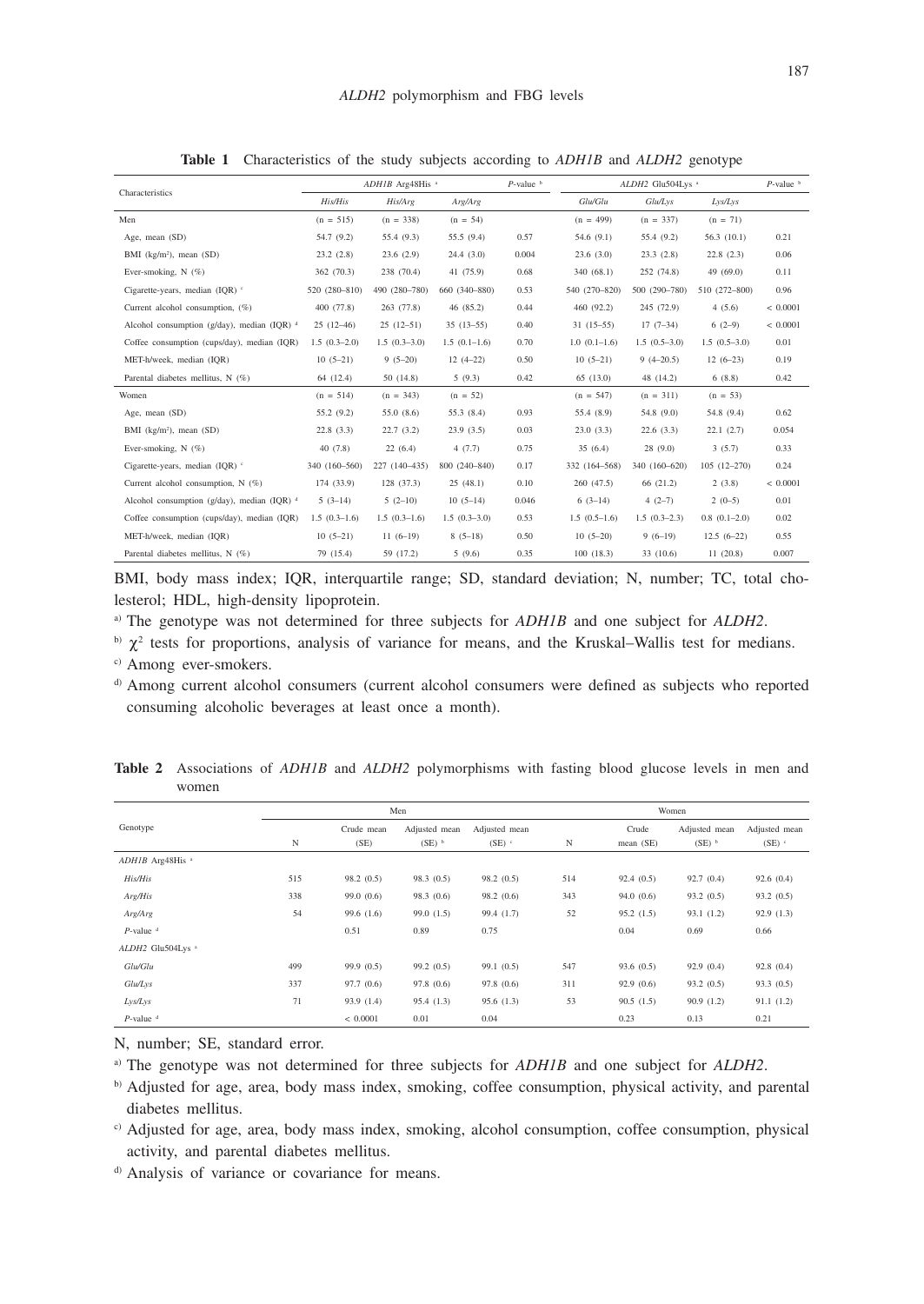**Table 1** Characteristics of the study subjects according to *ADH1B* and *ALDH2* genotype

| Characteristics | *ADH1B* Arg48His [a] | | | *P*-value [b] | *ALDH2* Glu504Lys [a] | | | *P*-value [b] |
|---|---|---|---|---|---|---|---|---|
| | *His/His* | *His/Arg* | *Arg/Arg* | | *Glu/Glu* | *Glu/Lys* | *Lys/Lys* | |
| Men | (n = 515) | (n = 338) | (n = 54) | | (n = 499) | (n = 337) | (n = 71) | |
| Age, mean (SD) | 54.7 (9.2) | 55.4 (9.3) | 55.5 (9.4) | 0.57 | 54.6 (9.1) | 55.4 (9.2) | 56.3 (10.1) | 0.21 |
| BMI (kg/m²), mean (SD) | 23.2 (2.8) | 23.6 (2.9) | 24.4 (3.0) | 0.004 | 23.6 (3.0) | 23.3 (2.8) | 22.8 (2.3) | 0.06 |
| Ever-smoking, N (%) | 362 (70.3) | 238 (70.4) | 41 (75.9) | 0.68 | 340 (68.1) | 252 (74.8) | 49 (69.0) | 0.11 |
| Cigarette-years, median (IQR) [c] | 520 (280–810) | 490 (280–780) | 660 (340–880) | 0.53 | 540 (270–820) | 500 (290–780) | 510 (272–800) | 0.96 |
| Current alcohol consumption, (%) | 400 (77.8) | 263 (77.8) | 46 (85.2) | 0.44 | 460 (92.2) | 245 (72.9) | 4 (5.6) | < 0.0001 |
| Alcohol consumption (g/day), median (IQR) [d] | 25 (12–46) | 25 (12–51) | 35 (13–55) | 0.40 | 31 (15–55) | 17 (7–34) | 6 (2–9) | < 0.0001 |
| Coffee consumption (cups/day), median (IQR) | 1.5 (0.3–2.0) | 1.5 (0.3–3.0) | 1.5 (0.1–1.6) | 0.70 | 1.0 (0.1–1.6) | 1.5 (0.5–3.0) | 1.5 (0.5–3.0) | 0.01 |
| MET-h/week, median (IQR) | 10 (5–21) | 9 (5–20) | 12 (4–22) | 0.50 | 10 (5–21) | 9 (4–20.5) | 12 (6–23) | 0.19 |
| Parental diabetes mellitus, N (%) | 64 (12.4) | 50 (14.8) | 5 (9.3) | 0.42 | 65 (13.0) | 48 (14.2) | 6 (8.8) | 0.42 |
| Women | (n = 514) | (n = 343) | (n = 52) | | (n = 547) | (n = 311) | (n = 53) | |
| Age, mean (SD) | 55.2 (9.2) | 55.0 (8.6) | 55.3 (8.4) | 0.93 | 55.4 (8.9) | 54.8 (9.0) | 54.8 (9.4) | 0.62 |
| BMI (kg/m²), mean (SD) | 22.8 (3.3) | 22.7 (3.2) | 23.9 (3.5) | 0.03 | 23.0 (3.3) | 22.6 (3.3) | 22.1 (2.7) | 0.054 |
| Ever-smoking, N (%) | 40 (7.8) | 22 (6.4) | 4 (7.7) | 0.75 | 35 (6.4) | 28 (9.0) | 3 (5.7) | 0.33 |
| Cigarette-years, median (IQR) [c] | 340 (160–560) | 227 (140–435) | 800 (240–840) | 0.17 | 332 (164–568) | 340 (160–620) | 105 (12–270) | 0.24 |
| Current alcohol consumption, N (%) | 174 (33.9) | 128 (37.3) | 25 (48.1) | 0.10 | 260 (47.5) | 66 (21.2) | 2 (3.8) | < 0.0001 |
| Alcohol consumption (g/day), median (IQR) [d] | 5 (3–14) | 5 (2–10) | 10 (5–14) | 0.046 | 6 (3–14) | 4 (2–7) | 2 (0–5) | 0.01 |
| Coffee consumption (cups/day), median (IQR) | 1.5 (0.3–1.6) | 1.5 (0.3–1.6) | 1.5 (0.3–3.0) | 0.53 | 1.5 (0.5–1.6) | 1.5 (0.3–2.3) | 0.8 (0.1–2.0) | 0.02 |
| MET-h/week, median (IQR) | 10 (5–21) | 11 (6–19) | 8 (5–18) | 0.50 | 10 (5–20) | 9 (6–19) | 12.5 (6–22) | 0.55 |
| Parental diabetes mellitus, N (%) | 79 (15.4) | 59 (17.2) | 5 (9.6) | 0.35 | 100 (18.3) | 33 (10.6) | 11 (20.8) | 0.007 |

BMI, body mass index; IQR, interquartile range; SD, standard deviation; N, number; TC, total cholesterol; HDL, high-density lipoprotein.

[a] The genotype was not determined for three subjects for *ADH1B* and one subject for *ALDH2*.

[b] $\chi^2$ tests for proportions, analysis of variance for means, and the Kruskal–Wallis test for medians.

[c] Among ever-smokers.

[d] Among current alcohol consumers (current alcohol consumers were defined as subjects who reported consuming alcoholic beverages at least once a month).

**Table 2** Associations of *ADH1B* and *ALDH2* polymorphisms with fasting blood glucose levels in men and women

| Genotype | Men | | | | Women | | | |
|---|---|---|---|---|---|---|---|---|
| | N | Crude mean (SE) | Adjusted mean (SE) [b] | Adjusted mean (SE) [c] | N | Crude mean (SE) | Adjusted mean (SE) [b] | Adjusted mean (SE) [c] |
| *ADH1B* Arg48His [a] | | | | | | | | |
| *His/His* | 515 | 98.2 (0.5) | 98.3 (0.5) | 98.2 (0.5) | 514 | 92.4 (0.5) | 92.7 (0.4) | 92.6 (0.4) |
| *Arg/His* | 338 | 99.0 (0.6) | 98.3 (0.6) | 98.2 (0.6) | 343 | 94.0 (0.6) | 93.2 (0.5) | 93.2 (0.5) |
| *Arg/Arg* | 54 | 99.6 (1.6) | 99.0 (1.5) | 99.4 (1.7) | 52 | 95.2 (1.5) | 93.1 (1.2) | 92.9 (1.3) |
| *P*-value [d] | | 0.51 | 0.89 | 0.75 | | 0.04 | 0.69 | 0.66 |
| *ALDH2* Glu504Lys [a] | | | | | | | | |
| *Glu/Glu* | 499 | 99.9 (0.5) | 99.2 (0.5) | 99.1 (0.5) | 547 | 93.6 (0.5) | 92.9 (0.4) | 92.8 (0.4) |
| *Glu/Lys* | 337 | 97.7 (0.6) | 97.8 (0.6) | 97.8 (0.6) | 311 | 92.9 (0.6) | 93.2 (0.5) | 93.3 (0.5) |
| *Lys/Lys* | 71 | 93.9 (1.4) | 95.4 (1.3) | 95.6 (1.3) | 53 | 90.5 (1.5) | 90.9 (1.2) | 91.1 (1.2) |
| *P*-value [d] | | < 0.0001 | 0.01 | 0.04 | | 0.23 | 0.13 | 0.21 |

N, number; SE, standard error.

[a] The genotype was not determined for three subjects for *ADH1B* and one subject for *ALDH2*.

[b] Adjusted for age, area, body mass index, smoking, coffee consumption, physical activity, and parental diabetes mellitus.

[c] Adjusted for age, area, body mass index, smoking, alcohol consumption, coffee consumption, physical activity, and parental diabetes mellitus.

[d] Analysis of variance or covariance for means.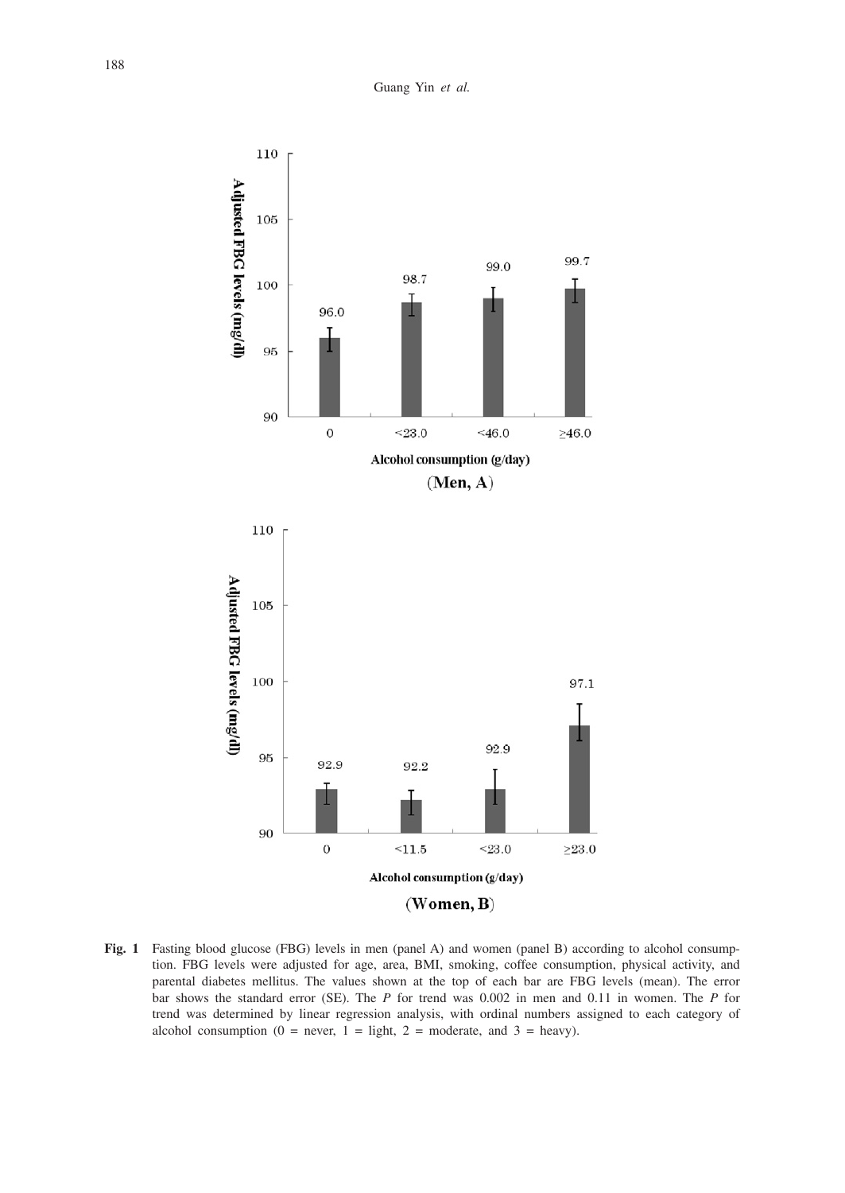**Fig. 1** Fasting blood glucose (FBG) levels in men (panel A) and women (panel B) according to alcohol consumption. FBG levels were adjusted for age, area, BMI, smoking, coffee consumption, physical activity, and parental diabetes mellitus. The values shown at the top of each bar are FBG levels (mean). The error bar shows the standard error (SE). The *P* for trend was 0.002 in men and 0.11 in women. The *P* for trend was determined by linear regression analysis, with ordinal numbers assigned to each category of alcohol consumption (0 = never, 1 = light, 2 = moderate, and 3 = heavy).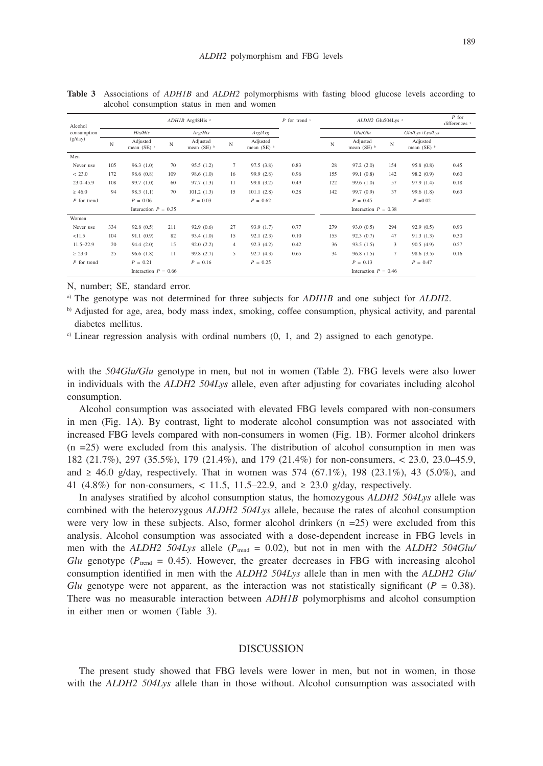**Table 3** Associations of *ADH1B* and *ALDH2* polymorphisms with fasting blood glucose levels according to alcohol consumption status in men and women

| Alcohol consumption (g/day) | *ADH1B* Arg48His [a] | | | | | | *P* for trend [c] | *ALDH2* Glu504Lys [a] | | | | *P* for differences [c] |
|---|---|---|---|---|---|---|---|---|---|---|---|---|
| | *His/His* | | *Arg/His* | | *Arg/Arg* | | | *Glu/Glu* | | *Glu/Lys+Lys/Lys* | | |
| | N | Adjusted mean (SE) [b] | N | Adjusted mean (SE) [b] | N | Adjusted mean (SE) [b] | | N | Adjusted mean (SE) [b] | N | Adjusted mean (SE) [b] | |
| Men | | | | | | | | | | | | |
| Never use | 105 | 96.3 (1.0) | 70 | 95.5 (1.2) | 7 | 97.5 (3.8) | 0.83 | 28 | 97.2 (2.0) | 154 | 95.8 (0.8) | 0.45 |
| < 23.0 | 172 | 98.6 (0.8) | 109 | 98.6 (1.0) | 16 | 99.9 (2.8) | 0.96 | 155 | 99.1 (0.8) | 142 | 98.2 (0.9) | 0.60 |
| 23.0–45.9 | 108 | 99.7 (1.0) | 60 | 97.7 (1.3) | 11 | 99.8 (3.2) | 0.49 | 122 | 99.6 (1.0) | 57 | 97.9 (1.4) | 0.18 |
| ≥ 46.0 | 94 | 98.3 (1.1) | 70 | 101.2 (1.3) | 15 | 101.1 (2.8) | 0.28 | 142 | 99.7 (0.9) | 37 | 99.6 (1.8) | 0.63 |
| *P* for trend | | *P* = 0.06 | | *P* = 0.03 | | *P* = 0.62 | | | *P* = 0.45 | | *P* =0.02 | |
| | | Interaction *P* = 0.35 | | | | | | | Interaction *P* = 0.38 | | | |
| Women | | | | | | | | | | | | |
| Never use | 334 | 92.8 (0.5) | 211 | 92.9 (0.6) | 27 | 93.9 (1.7) | 0.77 | 279 | 93.0 (0.5) | 294 | 92.9 (0.5) | 0.93 |
| <11.5 | 104 | 91.1 (0.9) | 82 | 93.4 (1.0) | 15 | 92.1 (2.3) | 0.10 | 155 | 92.3 (0.7) | 47 | 91.3 (1.3) | 0.30 |
| 11.5–22.9 | 20 | 94.4 (2.0) | 15 | 92.0 (2.2) | 4 | 92.3 (4.2) | 0.42 | 36 | 93.5 (1.5) | 3 | 90.5 (4.9) | 0.57 |
| ≥ 23.0 | 25 | 96.6 (1.8) | 11 | 99.8 (2.7) | 5 | 92.7 (4.3) | 0.65 | 34 | 96.8 (1.5) | 7 | 98.6 (3.5) | 0.16 |
| *P* for trend | | *P* = 0.21 | | *P* = 0.16 | | *P* = 0.25 | | | *P* = 0.13 | | *P* = 0.47 | |
| | | Interaction *P* = 0.66 | | | | | | | Interaction *P* = 0.46 | | | |

N, number; SE, standard error.

[a] The genotype was not determined for three subjects for *ADH1B* and one subject for *ALDH2*.

[b] Adjusted for age, area, body mass index, smoking, coffee consumption, physical activity, and parental diabetes mellitus.

[c] Linear regression analysis with ordinal numbers (0, 1, and 2) assigned to each genotype.

with the *504Glu/Glu* genotype in men, but not in women (Table 2). FBG levels were also lower in individuals with the *ALDH2 504Lys* allele, even after adjusting for covariates including alcohol consumption.

Alcohol consumption was associated with elevated FBG levels compared with non-consumers in men (Fig. 1A). By contrast, light to moderate alcohol consumption was not associated with increased FBG levels compared with non-consumers in women (Fig. 1B). Former alcohol drinkers (n =25) were excluded from this analysis. The distribution of alcohol consumption in men was 182 (21.7%), 297 (35.5%), 179 (21.4%), and 179 (21.4%) for non-consumers, < 23.0, 23.0–45.9, and ≥ 46.0 g/day, respectively. That in women was 574 (67.1%), 198 (23.1%), 43 (5.0%), and 41 (4.8%) for non-consumers, < 11.5, 11.5–22.9, and ≥ 23.0 g/day, respectively.

In analyses stratified by alcohol consumption status, the homozygous *ALDH2 504Lys* allele was combined with the heterozygous *ALDH2 504Lys* allele, because the rates of alcohol consumption were very low in these subjects. Also, former alcohol drinkers (n =25) were excluded from this analysis. Alcohol consumption was associated with a dose-dependent increase in FBG levels in men with the *ALDH2 504Lys* allele ($P_{trend}$ = 0.02), but not in men with the *ALDH2 504Glu/Glu* genotype ($P_{trend}$ = 0.45). However, the greater decreases in FBG with increasing alcohol consumption identified in men with the *ALDH2 504Lys* allele than in men with the *ALDH2 Glu/Glu* genotype were not apparent, as the interaction was not statistically significant (*P* = 0.38). There was no measurable interaction between *ADH1B* polymorphisms and alcohol consumption in either men or women (Table 3).

## DISCUSSION

The present study showed that FBG levels were lower in men, but not in women, in those with the *ALDH2 504Lys* allele than in those without. Alcohol consumption was associated with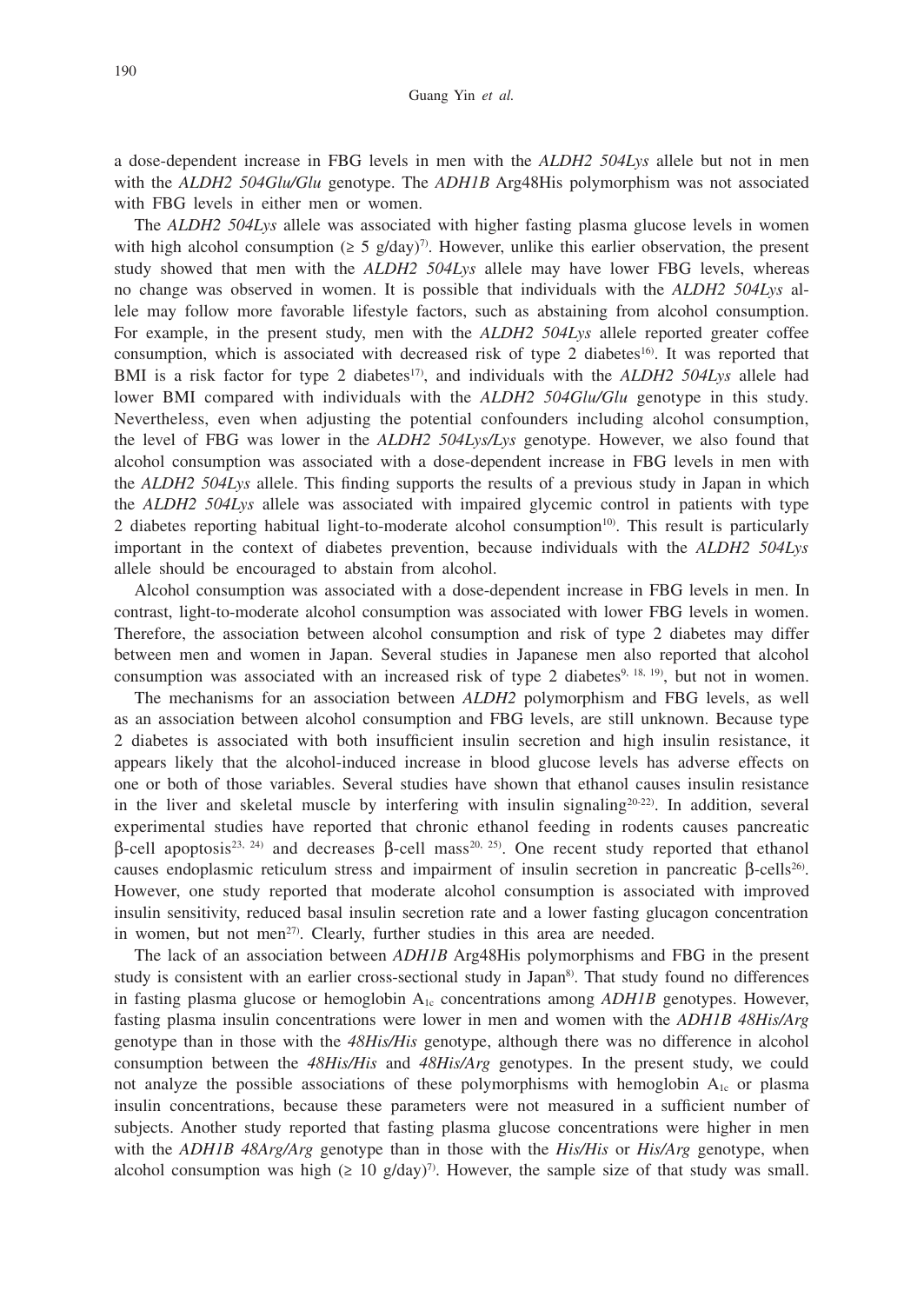a dose-dependent increase in FBG levels in men with the *ALDH2 504Lys* allele but not in men with the *ALDH2 504Glu/Glu* genotype. The *ADH1B* Arg48His polymorphism was not associated with FBG levels in either men or women.

The *ALDH2 504Lys* allele was associated with higher fasting plasma glucose levels in women with high alcohol consumption (≥ 5 g/day)[7]. However, unlike this earlier observation, the present study showed that men with the *ALDH2 504Lys* allele may have lower FBG levels, whereas no change was observed in women. It is possible that individuals with the *ALDH2 504Lys* allele may follow more favorable lifestyle factors, such as abstaining from alcohol consumption. For example, in the present study, men with the *ALDH2 504Lys* allele reported greater coffee consumption, which is associated with decreased risk of type 2 diabetes[16]. It was reported that BMI is a risk factor for type 2 diabetes[17], and individuals with the *ALDH2 504Lys* allele had lower BMI compared with individuals with the *ALDH2 504Glu/Glu* genotype in this study. Nevertheless, even when adjusting the potential confounders including alcohol consumption, the level of FBG was lower in the *ALDH2 504Lys/Lys* genotype. However, we also found that alcohol consumption was associated with a dose-dependent increase in FBG levels in men with the *ALDH2 504Lys* allele. This finding supports the results of a previous study in Japan in which the *ALDH2 504Lys* allele was associated with impaired glycemic control in patients with type 2 diabetes reporting habitual light-to-moderate alcohol consumption[10]. This result is particularly important in the context of diabetes prevention, because individuals with the *ALDH2 504Lys* allele should be encouraged to abstain from alcohol.

Alcohol consumption was associated with a dose-dependent increase in FBG levels in men. In contrast, light-to-moderate alcohol consumption was associated with lower FBG levels in women. Therefore, the association between alcohol consumption and risk of type 2 diabetes may differ between men and women in Japan. Several studies in Japanese men also reported that alcohol consumption was associated with an increased risk of type 2 diabetes[9, 18, 19], but not in women.

The mechanisms for an association between *ALDH2* polymorphism and FBG levels, as well as an association between alcohol consumption and FBG levels, are still unknown. Because type 2 diabetes is associated with both insufficient insulin secretion and high insulin resistance, it appears likely that the alcohol-induced increase in blood glucose levels has adverse effects on one or both of those variables. Several studies have shown that ethanol causes insulin resistance in the liver and skeletal muscle by interfering with insulin signaling[20-22]. In addition, several experimental studies have reported that chronic ethanol feeding in rodents causes pancreatic β-cell apoptosis[23, 24] and decreases β-cell mass[20, 25]. One recent study reported that ethanol causes endoplasmic reticulum stress and impairment of insulin secretion in pancreatic β-cells[26]. However, one study reported that moderate alcohol consumption is associated with improved insulin sensitivity, reduced basal insulin secretion rate and a lower fasting glucagon concentration in women, but not men[27]. Clearly, further studies in this area are needed.

The lack of an association between *ADH1B* Arg48His polymorphisms and FBG in the present study is consistent with an earlier cross-sectional study in Japan[8]. That study found no differences in fasting plasma glucose or hemoglobin $A_{1c}$ concentrations among *ADH1B* genotypes. However, fasting plasma insulin concentrations were lower in men and women with the *ADH1B 48His/Arg* genotype than in those with the *48His/His* genotype, although there was no difference in alcohol consumption between the *48His/His* and *48His/Arg* genotypes. In the present study, we could not analyze the possible associations of these polymorphisms with hemoglobin $A_{1c}$ or plasma insulin concentrations, because these parameters were not measured in a sufficient number of subjects. Another study reported that fasting plasma glucose concentrations were higher in men with the *ADH1B 48Arg/Arg* genotype than in those with the *His/His* or *His/Arg* genotype, when alcohol consumption was high (≥ 10 g/day)[7]. However, the sample size of that study was small.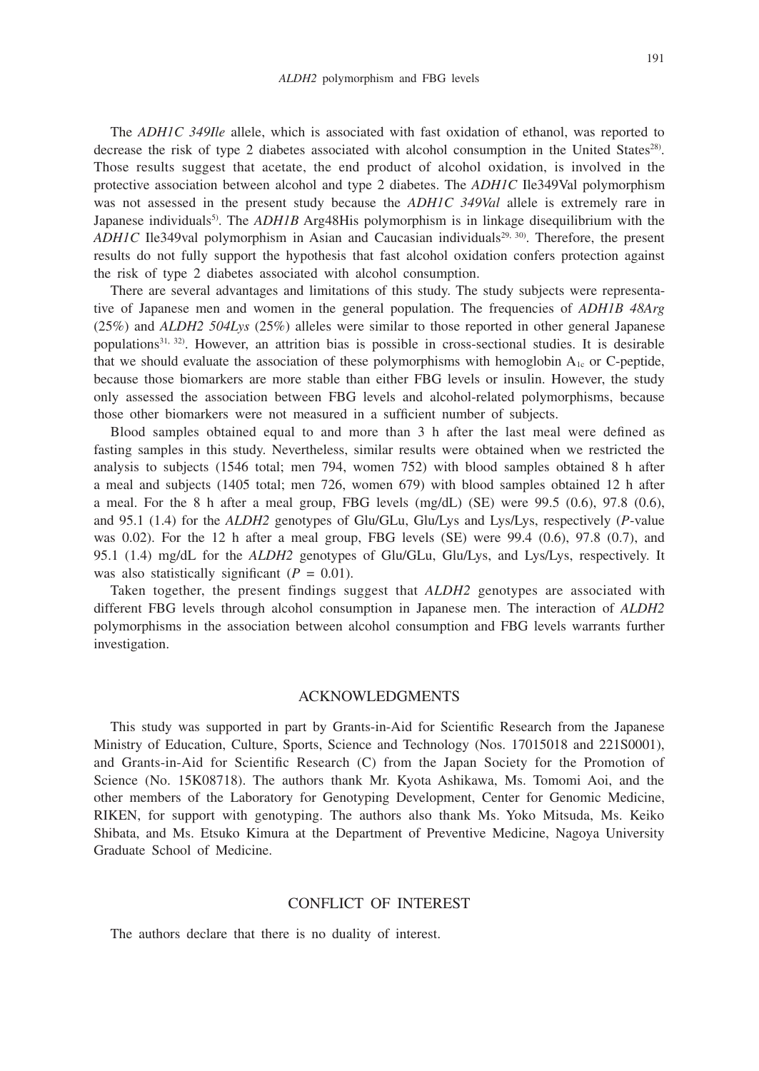The *ADH1C 349Ile* allele, which is associated with fast oxidation of ethanol, was reported to decrease the risk of type 2 diabetes associated with alcohol consumption in the United States[28]. Those results suggest that acetate, the end product of alcohol oxidation, is involved in the protective association between alcohol and type 2 diabetes. The *ADH1C* Ile349Val polymorphism was not assessed in the present study because the *ADH1C 349Val* allele is extremely rare in Japanese individuals[5]. The *ADH1B* Arg48His polymorphism is in linkage disequilibrium with the *ADH1C* Ile349val polymorphism in Asian and Caucasian individuals[29, 30]. Therefore, the present results do not fully support the hypothesis that fast alcohol oxidation confers protection against the risk of type 2 diabetes associated with alcohol consumption.

There are several advantages and limitations of this study. The study subjects were representative of Japanese men and women in the general population. The frequencies of *ADH1B 48Arg* (25%) and *ALDH2 504Lys* (25%) alleles were similar to those reported in other general Japanese populations[31, 32]. However, an attrition bias is possible in cross-sectional studies. It is desirable that we should evaluate the association of these polymorphisms with hemoglobin $A_{1c}$ or C-peptide, because those biomarkers are more stable than either FBG levels or insulin. However, the study only assessed the association between FBG levels and alcohol-related polymorphisms, because those other biomarkers were not measured in a sufficient number of subjects.

Blood samples obtained equal to and more than 3 h after the last meal were defined as fasting samples in this study. Nevertheless, similar results were obtained when we restricted the analysis to subjects (1546 total; men 794, women 752) with blood samples obtained 8 h after a meal and subjects (1405 total; men 726, women 679) with blood samples obtained 12 h after a meal. For the 8 h after a meal group, FBG levels (mg/dL) (SE) were 99.5 (0.6), 97.8 (0.6), and 95.1 (1.4) for the *ALDH2* genotypes of Glu/GLu, Glu/Lys and Lys/Lys, respectively (*P*-value was 0.02). For the 12 h after a meal group, FBG levels (SE) were 99.4 (0.6), 97.8 (0.7), and 95.1 (1.4) mg/dL for the *ALDH2* genotypes of Glu/GLu, Glu/Lys, and Lys/Lys, respectively. It was also statistically significant ($P = 0.01$).

Taken together, the present findings suggest that *ALDH2* genotypes are associated with different FBG levels through alcohol consumption in Japanese men. The interaction of *ALDH2* polymorphisms in the association between alcohol consumption and FBG levels warrants further investigation.

## ACKNOWLEDGMENTS

This study was supported in part by Grants-in-Aid for Scientific Research from the Japanese Ministry of Education, Culture, Sports, Science and Technology (Nos. 17015018 and 221S0001), and Grants-in-Aid for Scientific Research (C) from the Japan Society for the Promotion of Science (No. 15K08718). The authors thank Mr. Kyota Ashikawa, Ms. Tomomi Aoi, and the other members of the Laboratory for Genotyping Development, Center for Genomic Medicine, RIKEN, for support with genotyping. The authors also thank Ms. Yoko Mitsuda, Ms. Keiko Shibata, and Ms. Etsuko Kimura at the Department of Preventive Medicine, Nagoya University Graduate School of Medicine.

## CONFLICT OF INTEREST

The authors declare that there is no duality of interest.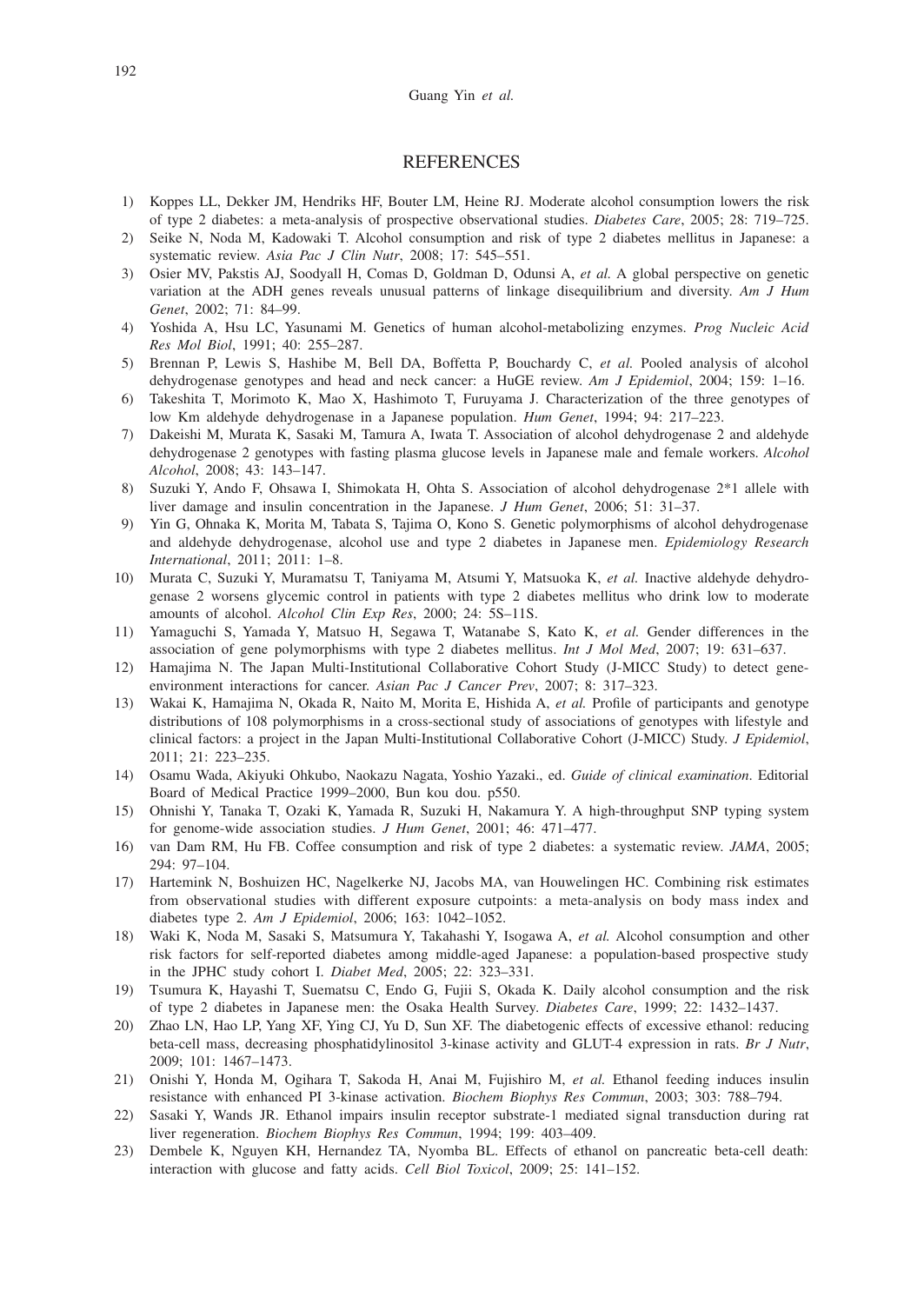## REFERENCES

1) Koppes LL, Dekker JM, Hendriks HF, Bouter LM, Heine RJ. Moderate alcohol consumption lowers the risk of type 2 diabetes: a meta-analysis of prospective observational studies. *Diabetes Care*, 2005; 28: 719–725.
2) Seike N, Noda M, Kadowaki T. Alcohol consumption and risk of type 2 diabetes mellitus in Japanese: a systematic review. *Asia Pac J Clin Nutr*, 2008; 17: 545–551.
3) Osier MV, Pakstis AJ, Soodyall H, Comas D, Goldman D, Odunsi A, *et al.* A global perspective on genetic variation at the ADH genes reveals unusual patterns of linkage disequilibrium and diversity. *Am J Hum Genet*, 2002; 71: 84–99.
4) Yoshida A, Hsu LC, Yasunami M. Genetics of human alcohol-metabolizing enzymes. *Prog Nucleic Acid Res Mol Biol*, 1991; 40: 255–287.
5) Brennan P, Lewis S, Hashibe M, Bell DA, Boffetta P, Bouchardy C, *et al.* Pooled analysis of alcohol dehydrogenase genotypes and head and neck cancer: a HuGE review. *Am J Epidemiol*, 2004; 159: 1–16.
6) Takeshita T, Morimoto K, Mao X, Hashimoto T, Furuyama J. Characterization of the three genotypes of low Km aldehyde dehydrogenase in a Japanese population. *Hum Genet*, 1994; 94: 217–223.
7) Dakeishi M, Murata K, Sasaki M, Tamura A, Iwata T. Association of alcohol dehydrogenase 2 and aldehyde dehydrogenase 2 genotypes with fasting plasma glucose levels in Japanese male and female workers. *Alcohol Alcohol*, 2008; 43: 143–147.
8) Suzuki Y, Ando F, Ohsawa I, Shimokata H, Ohta S. Association of alcohol dehydrogenase 2*1 allele with liver damage and insulin concentration in the Japanese. *J Hum Genet*, 2006; 51: 31–37.
9) Yin G, Ohnaka K, Morita M, Tabata S, Tajima O, Kono S. Genetic polymorphisms of alcohol dehydrogenase and aldehyde dehydrogenase, alcohol use and type 2 diabetes in Japanese men. *Epidemiology Research International*, 2011; 2011: 1–8.
10) Murata C, Suzuki Y, Muramatsu T, Taniyama M, Atsumi Y, Matsuoka K, *et al.* Inactive aldehyde dehydrogenase 2 worsens glycemic control in patients with type 2 diabetes mellitus who drink low to moderate amounts of alcohol. *Alcohol Clin Exp Res*, 2000; 24: 5S–11S.
11) Yamaguchi S, Yamada Y, Matsuo H, Segawa T, Watanabe S, Kato K, *et al.* Gender differences in the association of gene polymorphisms with type 2 diabetes mellitus. *Int J Mol Med*, 2007; 19: 631–637.
12) Hamajima N. The Japan Multi-Institutional Collaborative Cohort Study (J-MICC Study) to detect gene-environment interactions for cancer. *Asian Pac J Cancer Prev*, 2007; 8: 317–323.
13) Wakai K, Hamajima N, Okada R, Naito M, Morita E, Hishida A, *et al.* Profile of participants and genotype distributions of 108 polymorphisms in a cross-sectional study of associations of genotypes with lifestyle and clinical factors: a project in the Japan Multi-Institutional Collaborative Cohort (J-MICC) Study. *J Epidemiol*, 2011; 21: 223–235.
14) Osamu Wada, Akiyuki Ohkubo, Naokazu Nagata, Yoshio Yazaki., ed. *Guide of clinical examination*. Editorial Board of Medical Practice 1999–2000, Bun kou dou. p550.
15) Ohnishi Y, Tanaka T, Ozaki K, Yamada R, Suzuki H, Nakamura Y. A high-throughput SNP typing system for genome-wide association studies. *J Hum Genet*, 2001; 46: 471–477.
16) van Dam RM, Hu FB. Coffee consumption and risk of type 2 diabetes: a systematic review. *JAMA*, 2005; 294: 97–104.
17) Hartemink N, Boshuizen HC, Nagelkerke NJ, Jacobs MA, van Houwelingen HC. Combining risk estimates from observational studies with different exposure cutpoints: a meta-analysis on body mass index and diabetes type 2. *Am J Epidemiol*, 2006; 163: 1042–1052.
18) Waki K, Noda M, Sasaki S, Matsumura Y, Takahashi Y, Isogawa A, *et al.* Alcohol consumption and other risk factors for self-reported diabetes among middle-aged Japanese: a population-based prospective study in the JPHC study cohort I. *Diabet Med*, 2005; 22: 323–331.
19) Tsumura K, Hayashi T, Suematsu C, Endo G, Fujii S, Okada K. Daily alcohol consumption and the risk of type 2 diabetes in Japanese men: the Osaka Health Survey. *Diabetes Care*, 1999; 22: 1432–1437.
20) Zhao LN, Hao LP, Yang XF, Ying CJ, Yu D, Sun XF. The diabetogenic effects of excessive ethanol: reducing beta-cell mass, decreasing phosphatidylinositol 3-kinase activity and GLUT-4 expression in rats. *Br J Nutr*, 2009; 101: 1467–1473.
21) Onishi Y, Honda M, Ogihara T, Sakoda H, Anai M, Fujishiro M, *et al.* Ethanol feeding induces insulin resistance with enhanced PI 3-kinase activation. *Biochem Biophys Res Commun*, 2003; 303: 788–794.
22) Sasaki Y, Wands JR. Ethanol impairs insulin receptor substrate-1 mediated signal transduction during rat liver regeneration. *Biochem Biophys Res Commun*, 1994; 199: 403–409.
23) Dembele K, Nguyen KH, Hernandez TA, Nyomba BL. Effects of ethanol on pancreatic beta-cell death: interaction with glucose and fatty acids. *Cell Biol Toxicol*, 2009; 25: 141–152.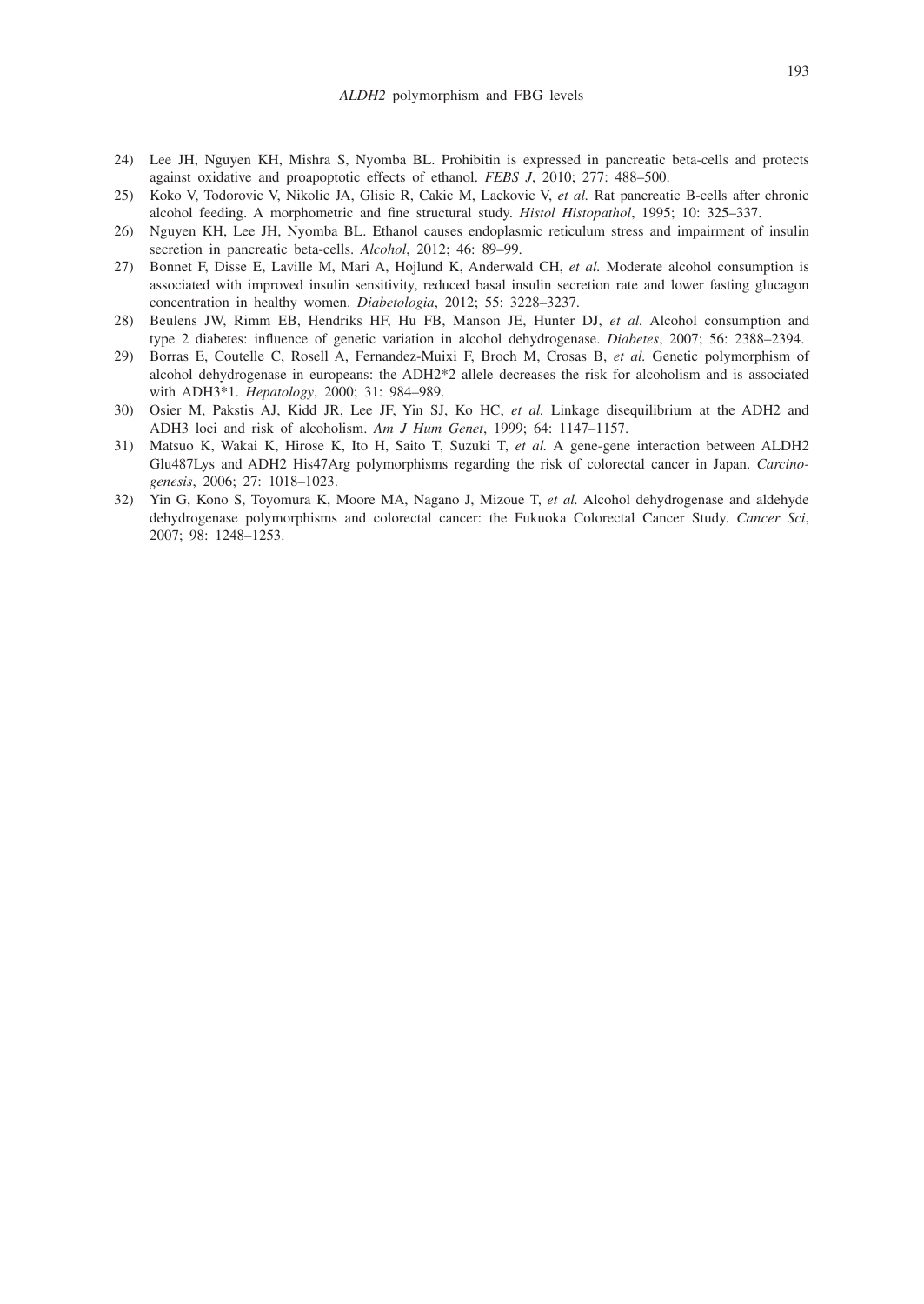24) Lee JH, Nguyen KH, Mishra S, Nyomba BL. Prohibitin is expressed in pancreatic beta-cells and protects against oxidative and proapoptotic effects of ethanol. *FEBS J*, 2010; 277: 488–500.
25) Koko V, Todorovic V, Nikolic JA, Glisic R, Cakic M, Lackovic V, *et al.* Rat pancreatic B-cells after chronic alcohol feeding. A morphometric and fine structural study. *Histol Histopathol*, 1995; 10: 325–337.
26) Nguyen KH, Lee JH, Nyomba BL. Ethanol causes endoplasmic reticulum stress and impairment of insulin secretion in pancreatic beta-cells. *Alcohol*, 2012; 46: 89–99.
27) Bonnet F, Disse E, Laville M, Mari A, Hojlund K, Anderwald CH, *et al.* Moderate alcohol consumption is associated with improved insulin sensitivity, reduced basal insulin secretion rate and lower fasting glucagon concentration in healthy women. *Diabetologia*, 2012; 55: 3228–3237.
28) Beulens JW, Rimm EB, Hendriks HF, Hu FB, Manson JE, Hunter DJ, *et al.* Alcohol consumption and type 2 diabetes: influence of genetic variation in alcohol dehydrogenase. *Diabetes*, 2007; 56: 2388–2394.
29) Borras E, Coutelle C, Rosell A, Fernandez-Muixi F, Broch M, Crosas B, *et al.* Genetic polymorphism of alcohol dehydrogenase in europeans: the ADH2*2 allele decreases the risk for alcoholism and is associated with ADH3*1. *Hepatology*, 2000; 31: 984–989.
30) Osier M, Pakstis AJ, Kidd JR, Lee JF, Yin SJ, Ko HC, *et al.* Linkage disequilibrium at the ADH2 and ADH3 loci and risk of alcoholism. *Am J Hum Genet*, 1999; 64: 1147–1157.
31) Matsuo K, Wakai K, Hirose K, Ito H, Saito T, Suzuki T, *et al.* A gene-gene interaction between ALDH2 Glu487Lys and ADH2 His47Arg polymorphisms regarding the risk of colorectal cancer in Japan. *Carcinogenesis*, 2006; 27: 1018–1023.
32) Yin G, Kono S, Toyomura K, Moore MA, Nagano J, Mizoue T, *et al.* Alcohol dehydrogenase and aldehyde dehydrogenase polymorphisms and colorectal cancer: the Fukuoka Colorectal Cancer Study. *Cancer Sci*, 2007; 98: 1248–1253.